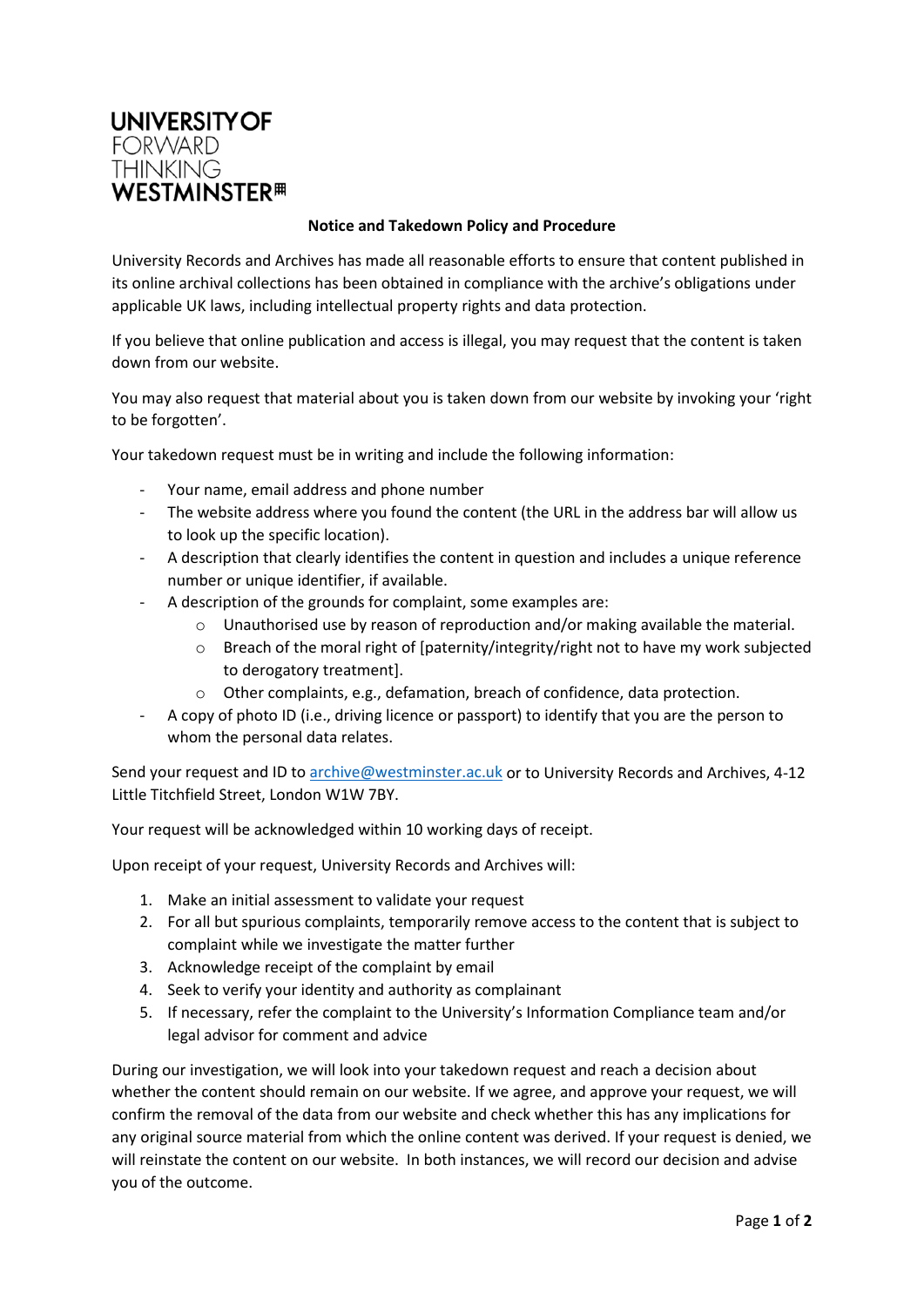UNIVERSITY OF
FORWARD
THINKING
WESTMINSTER

**Notice and Takedown Policy and Procedure**

University Records and Archives has made all reasonable efforts to ensure that content published in its online archival collections has been obtained in compliance with the archive's obligations under applicable UK laws, including intellectual property rights and data protection.

If you believe that online publication and access is illegal, you may request that the content is taken down from our website.

You may also request that material about you is taken down from our website by invoking your 'right to be forgotten'.

Your takedown request must be in writing and include the following information:

- Your name, email address and phone number
- The website address where you found the content (the URL in the address bar will allow us to look up the specific location).
- A description that clearly identifies the content in question and includes a unique reference number or unique identifier, if available.
- A description of the grounds for complaint, some examples are:
  - Unauthorised use by reason of reproduction and/or making available the material.
  - Breach of the moral right of [paternity/integrity/right not to have my work subjected to derogatory treatment].
  - Other complaints, e.g., defamation, breach of confidence, data protection.
- A copy of photo ID (i.e., driving licence or passport) to identify that you are the person to whom the personal data relates.

Send your request and ID to archive@westminster.ac.uk or to University Records and Archives, 4-12 Little Titchfield Street, London W1W 7BY.

Your request will be acknowledged within 10 working days of receipt.

Upon receipt of your request, University Records and Archives will:

1. Make an initial assessment to validate your request
2. For all but spurious complaints, temporarily remove access to the content that is subject to complaint while we investigate the matter further
3. Acknowledge receipt of the complaint by email
4. Seek to verify your identity and authority as complainant
5. If necessary, refer the complaint to the University's Information Compliance team and/or legal advisor for comment and advice

During our investigation, we will look into your takedown request and reach a decision about whether the content should remain on our website. If we agree, and approve your request, we will confirm the removal of the data from our website and check whether this has any implications for any original source material from which the online content was derived. If your request is denied, we will reinstate the content on our website. In both instances, we will record our decision and advise you of the outcome.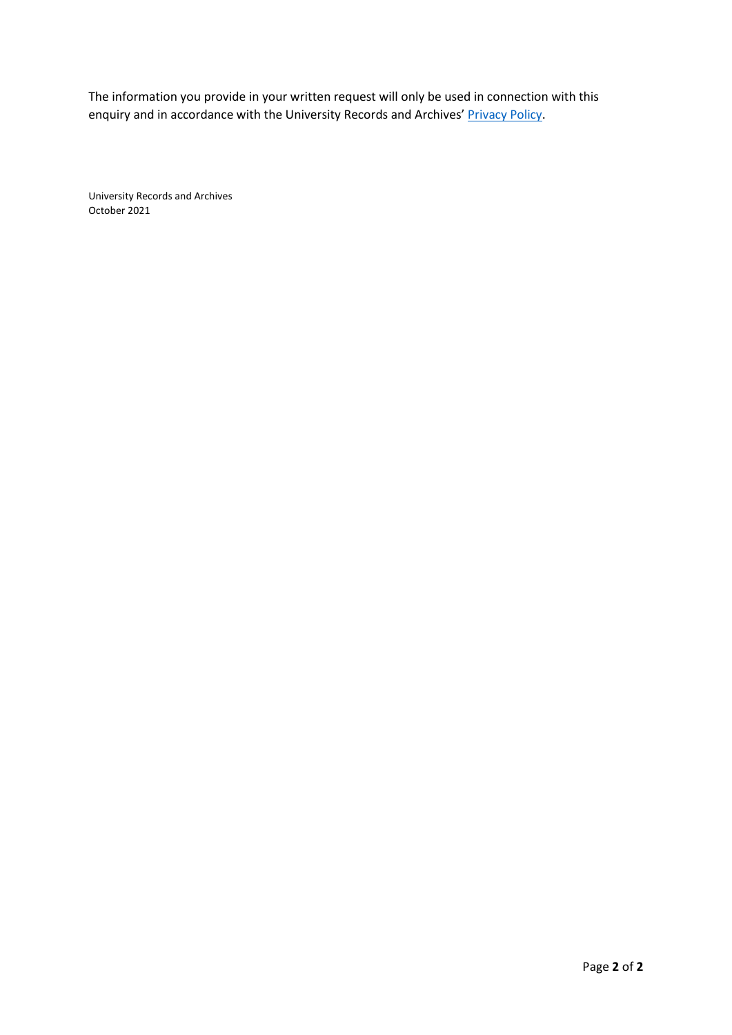The information you provide in your written request will only be used in connection with this enquiry and in accordance with the University Records and Archives' [Privacy Policy].

University Records and Archives
October 2021